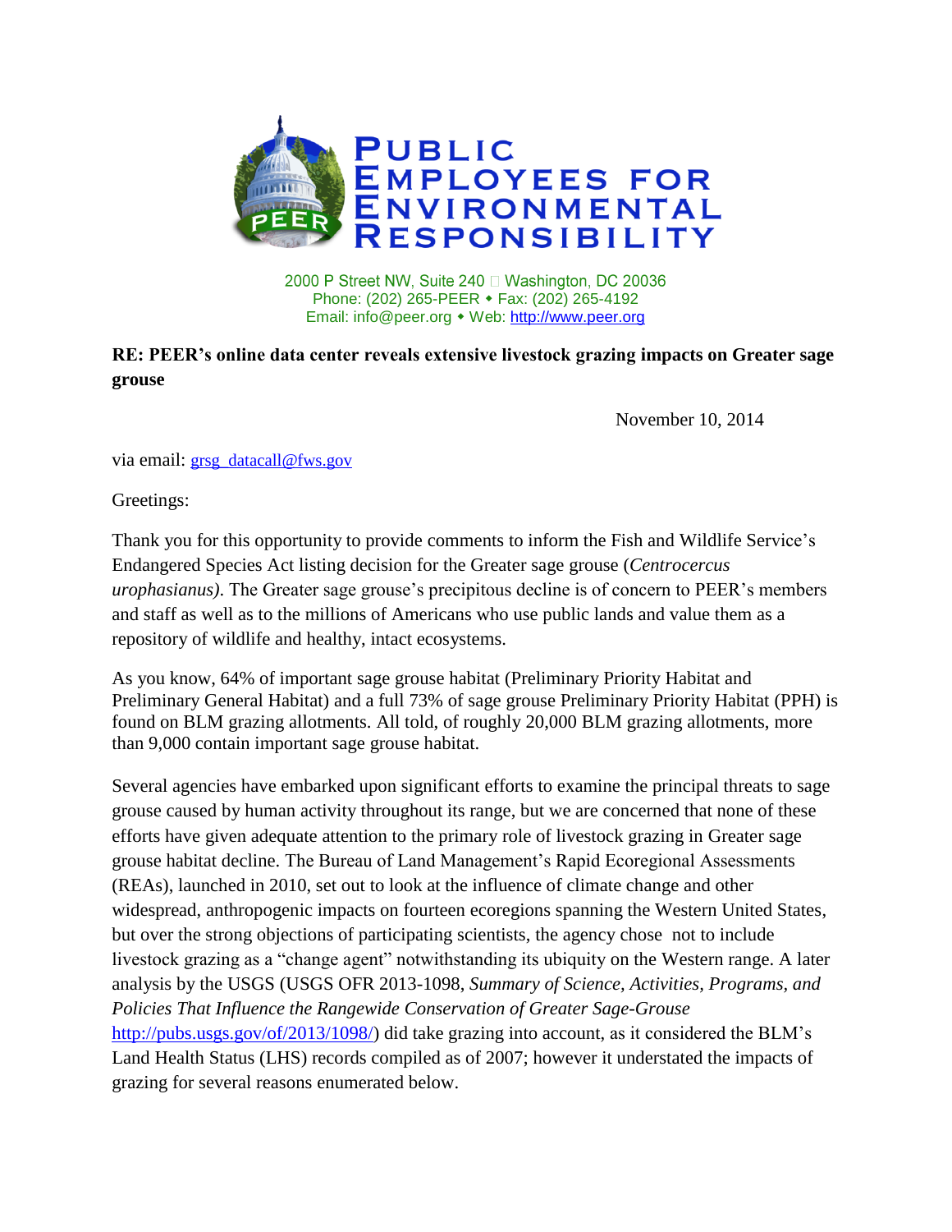# PUBLIC EMPLOYEES FOR ENVIRONMENTAL RESPONSIBILITY

2000 P Street NW, Suite 240 □ Washington, DC 20036
Phone: (202) 265-PEER ◆ Fax: (202) 265-4192
Email: info@peer.org ◆ Web: http://www.peer.org

**RE: PEER's online data center reveals extensive livestock grazing impacts on Greater sage grouse**

November 10, 2014

via email: grsg_datacall@fws.gov

Greetings:

Thank you for this opportunity to provide comments to inform the Fish and Wildlife Service's Endangered Species Act listing decision for the Greater sage grouse (*Centrocercus urophasianus)*. The Greater sage grouse's precipitous decline is of concern to PEER's members and staff as well as to the millions of Americans who use public lands and value them as a repository of wildlife and healthy, intact ecosystems.

As you know, 64% of important sage grouse habitat (Preliminary Priority Habitat and Preliminary General Habitat) and a full 73% of sage grouse Preliminary Priority Habitat (PPH) is found on BLM grazing allotments. All told, of roughly 20,000 BLM grazing allotments, more than 9,000 contain important sage grouse habitat.

Several agencies have embarked upon significant efforts to examine the principal threats to sage grouse caused by human activity throughout its range, but we are concerned that none of these efforts have given adequate attention to the primary role of livestock grazing in Greater sage grouse habitat decline. The Bureau of Land Management's Rapid Ecoregional Assessments (REAs), launched in 2010, set out to look at the influence of climate change and other widespread, anthropogenic impacts on fourteen ecoregions spanning the Western United States, but over the strong objections of participating scientists, the agency chose not to include livestock grazing as a "change agent" notwithstanding its ubiquity on the Western range. A later analysis by the USGS (USGS OFR 2013-1098, *Summary of Science, Activities, Programs, and Policies That Influence the Rangewide Conservation of Greater Sage-Grouse* http://pubs.usgs.gov/of/2013/1098/) did take grazing into account, as it considered the BLM's Land Health Status (LHS) records compiled as of 2007; however it understated the impacts of grazing for several reasons enumerated below.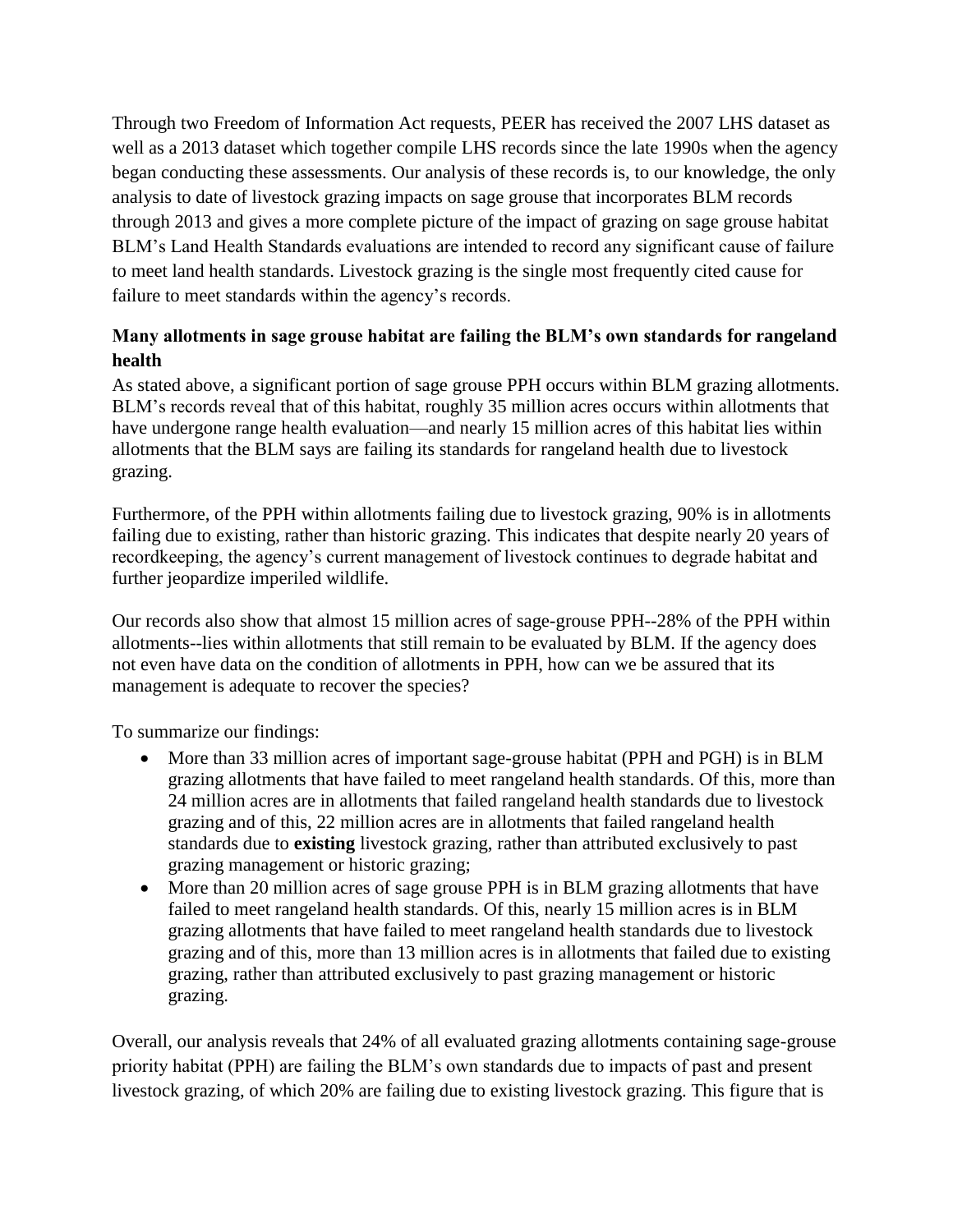Through two Freedom of Information Act requests, PEER has received the 2007 LHS dataset as well as a 2013 dataset which together compile LHS records since the late 1990s when the agency began conducting these assessments. Our analysis of these records is, to our knowledge, the only analysis to date of livestock grazing impacts on sage grouse that incorporates BLM records through 2013 and gives a more complete picture of the impact of grazing on sage grouse habitat BLM's Land Health Standards evaluations are intended to record any significant cause of failure to meet land health standards. Livestock grazing is the single most frequently cited cause for failure to meet standards within the agency's records.

**Many allotments in sage grouse habitat are failing the BLM's own standards for rangeland health**

As stated above, a significant portion of sage grouse PPH occurs within BLM grazing allotments. BLM's records reveal that of this habitat, roughly 35 million acres occurs within allotments that have undergone range health evaluation—and nearly 15 million acres of this habitat lies within allotments that the BLM says are failing its standards for rangeland health due to livestock grazing.

Furthermore, of the PPH within allotments failing due to livestock grazing, 90% is in allotments failing due to existing, rather than historic grazing. This indicates that despite nearly 20 years of recordkeeping, the agency's current management of livestock continues to degrade habitat and further jeopardize imperiled wildlife.

Our records also show that almost 15 million acres of sage-grouse PPH--28% of the PPH within allotments--lies within allotments that still remain to be evaluated by BLM. If the agency does not even have data on the condition of allotments in PPH, how can we be assured that its management is adequate to recover the species?

To summarize our findings:

- More than 33 million acres of important sage-grouse habitat (PPH and PGH) is in BLM grazing allotments that have failed to meet rangeland health standards. Of this, more than 24 million acres are in allotments that failed rangeland health standards due to livestock grazing and of this, 22 million acres are in allotments that failed rangeland health standards due to **existing** livestock grazing, rather than attributed exclusively to past grazing management or historic grazing;
- More than 20 million acres of sage grouse PPH is in BLM grazing allotments that have failed to meet rangeland health standards. Of this, nearly 15 million acres is in BLM grazing allotments that have failed to meet rangeland health standards due to livestock grazing and of this, more than 13 million acres is in allotments that failed due to existing grazing, rather than attributed exclusively to past grazing management or historic grazing.

Overall, our analysis reveals that 24% of all evaluated grazing allotments containing sage-grouse priority habitat (PPH) are failing the BLM's own standards due to impacts of past and present livestock grazing, of which 20% are failing due to existing livestock grazing. This figure that is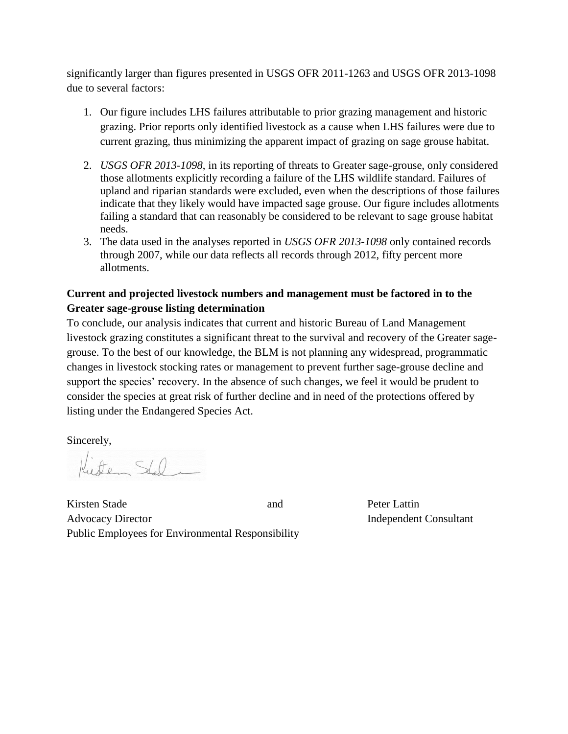significantly larger than figures presented in USGS OFR 2011-1263 and USGS OFR 2013-1098 due to several factors:

1. Our figure includes LHS failures attributable to prior grazing management and historic grazing. Prior reports only identified livestock as a cause when LHS failures were due to current grazing, thus minimizing the apparent impact of grazing on sage grouse habitat.
2. *USGS OFR 2013-1098*, in its reporting of threats to Greater sage-grouse, only considered those allotments explicitly recording a failure of the LHS wildlife standard. Failures of upland and riparian standards were excluded, even when the descriptions of those failures indicate that they likely would have impacted sage grouse. Our figure includes allotments failing a standard that can reasonably be considered to be relevant to sage grouse habitat needs.
3. The data used in the analyses reported in *USGS OFR 2013-1098* only contained records through 2007, while our data reflects all records through 2012, fifty percent more allotments.

**Current and projected livestock numbers and management must be factored in to the Greater sage-grouse listing determination**

To conclude, our analysis indicates that current and historic Bureau of Land Management livestock grazing constitutes a significant threat to the survival and recovery of the Greater sage-grouse. To the best of our knowledge, the BLM is not planning any widespread, programmatic changes in livestock stocking rates or management to prevent further sage-grouse decline and support the species' recovery. In the absence of such changes, we feel it would be prudent to consider the species at great risk of further decline and in need of the protections offered by listing under the Endangered Species Act.

Sincerely,

Kirsten Stade
Advocacy Director
Public Employees for Environmental Responsibility

and

Peter Lattin
Independent Consultant